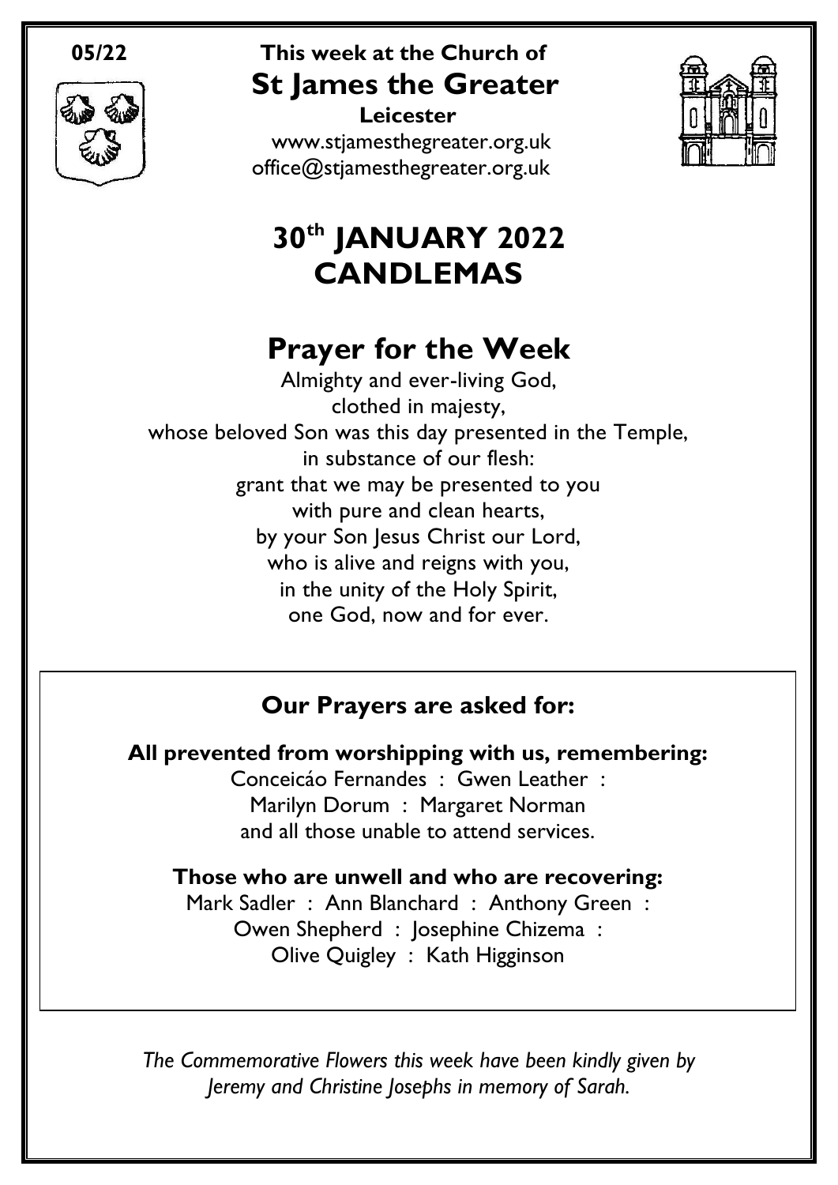**05/22**

This week at the Church of

# St James the Greater

**Leicester**

www.stjamesthegreater.org.uk
office@stjamesthegreater.org.uk

# 30th JANUARY 2022
# CANDLEMAS

## Prayer for the Week

Almighty and ever-living God,
clothed in majesty,
whose beloved Son was this day presented in the Temple,
in substance of our flesh:
grant that we may be presented to you
with pure and clean hearts,
by your Son Jesus Christ our Lord,
who is alive and reigns with you,
in the unity of the Holy Spirit,
one God, now and for ever.

### Our Prayers are asked for:

**All prevented from worshipping with us, remembering:**

Conceicáo Fernandes : Gwen Leather :
Marilyn Dorum : Margaret Norman
and all those unable to attend services.

**Those who are unwell and who are recovering:**

Mark Sadler : Ann Blanchard : Anthony Green :
Owen Shepherd : Josephine Chizema :
Olive Quigley : Kath Higginson

*The Commemorative Flowers this week have been kindly given by Jeremy and Christine Josephs in memory of Sarah.*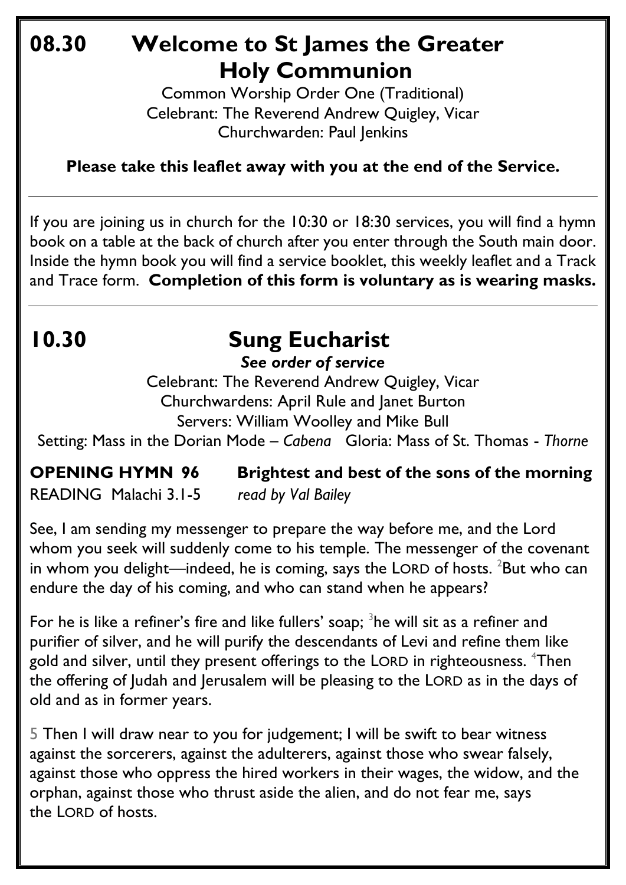# 08.30 Welcome to St James the Greater Holy Communion

Common Worship Order One (Traditional)
Celebrant: The Reverend Andrew Quigley, Vicar
Churchwarden: Paul Jenkins

**Please take this leaflet away with you at the end of the Service.**

---

If you are joining us in church for the 10:30 or 18:30 services, you will find a hymn book on a table at the back of church after you enter through the South main door. Inside the hymn book you will find a service booklet, this weekly leaflet and a Track and Trace form. **Completion of this form is voluntary as is wearing masks.**

---

# 10.30 Sung Eucharist

***See order of service***

Celebrant: The Reverend Andrew Quigley, Vicar
Churchwardens: April Rule and Janet Burton
Servers: William Woolley and Mike Bull
Setting: Mass in the Dorian Mode – *Cabena* Gloria: Mass of St. Thomas - *Thorne*

**OPENING HYMN 96 Brightest and best of the sons of the morning**

READING Malachi 3.1-5 *read by Val Bailey*

See, I am sending my messenger to prepare the way before me, and the Lord whom you seek will suddenly come to his temple. The messenger of the covenant in whom you delight—indeed, he is coming, says the LORD of hosts. [2]But who can endure the day of his coming, and who can stand when he appears?

For he is like a refiner's fire and like fullers' soap; [3]he will sit as a refiner and purifier of silver, and he will purify the descendants of Levi and refine them like gold and silver, until they present offerings to the LORD in righteousness. [4]Then the offering of Judah and Jerusalem will be pleasing to the LORD as in the days of old and as in former years.

5 Then I will draw near to you for judgement; I will be swift to bear witness against the sorcerers, against the adulterers, against those who swear falsely, against those who oppress the hired workers in their wages, the widow, and the orphan, against those who thrust aside the alien, and do not fear me, says the LORD of hosts.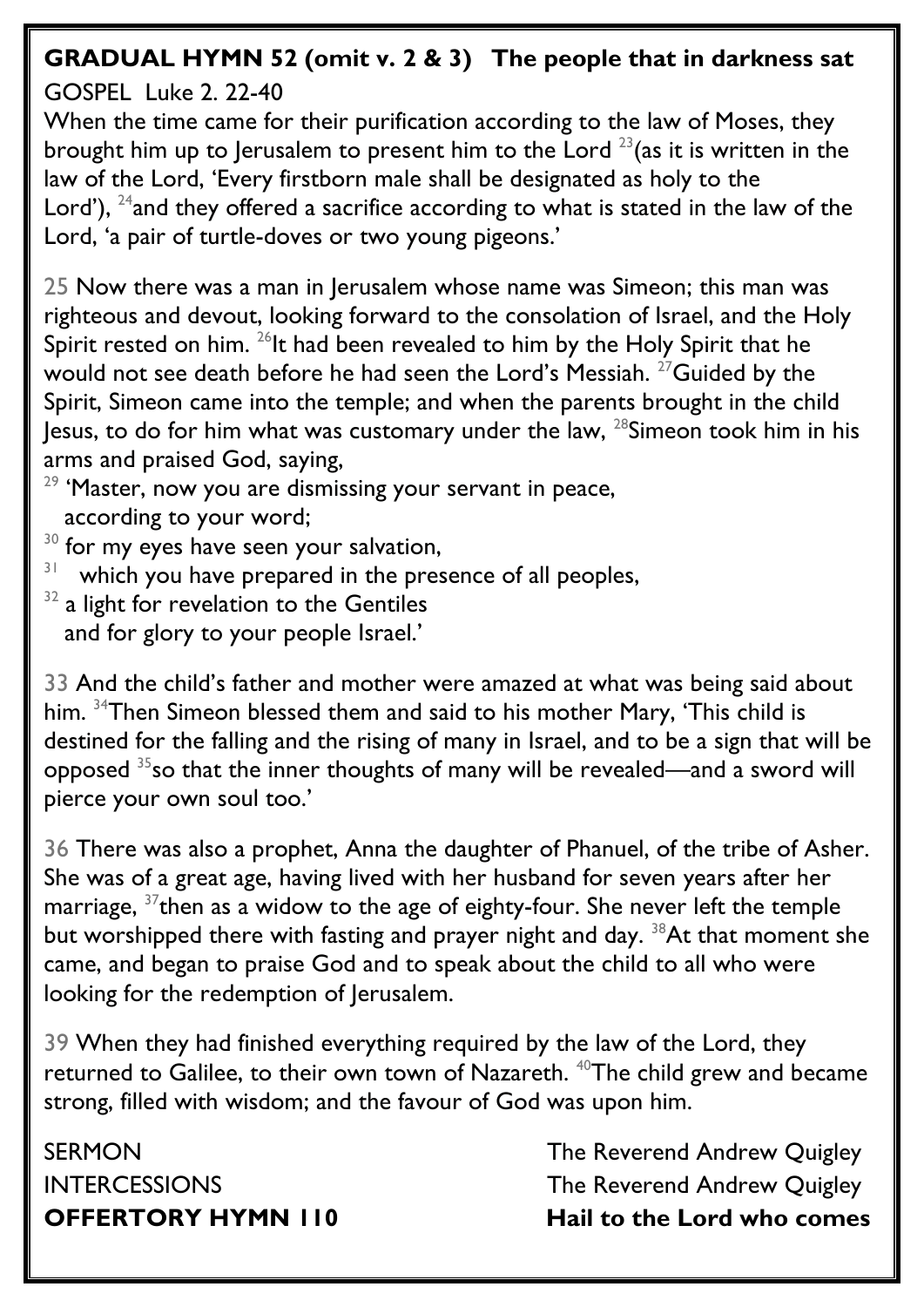**GRADUAL HYMN 52 (omit v. 2 & 3)   The people that in darkness sat**

GOSPEL  Luke 2. 22-40

When the time came for their purification according to the law of Moses, they brought him up to Jerusalem to present him to the Lord [23](as it is written in the law of the Lord, 'Every firstborn male shall be designated as holy to the Lord'), [24]and they offered a sacrifice according to what is stated in the law of the Lord, 'a pair of turtle-doves or two young pigeons.'

25 Now there was a man in Jerusalem whose name was Simeon; this man was righteous and devout, looking forward to the consolation of Israel, and the Holy Spirit rested on him. [26]It had been revealed to him by the Holy Spirit that he would not see death before he had seen the Lord's Messiah. [27]Guided by the Spirit, Simeon came into the temple; and when the parents brought in the child Jesus, to do for him what was customary under the law, [28]Simeon took him in his arms and praised God, saying,

[29] 'Master, now you are dismissing your servant in peace,
according to your word;
[30] for my eyes have seen your salvation,
[31] which you have prepared in the presence of all peoples,
[32] a light for revelation to the Gentiles
and for glory to your people Israel.'

33 And the child's father and mother were amazed at what was being said about him. [34]Then Simeon blessed them and said to his mother Mary, 'This child is destined for the falling and the rising of many in Israel, and to be a sign that will be opposed [35]so that the inner thoughts of many will be revealed—and a sword will pierce your own soul too.'

36 There was also a prophet, Anna the daughter of Phanuel, of the tribe of Asher. She was of a great age, having lived with her husband for seven years after her marriage, [37]then as a widow to the age of eighty-four. She never left the temple but worshipped there with fasting and prayer night and day. [38]At that moment she came, and began to praise God and to speak about the child to all who were looking for the redemption of Jerusalem.

39 When they had finished everything required by the law of the Lord, they returned to Galilee, to their own town of Nazareth. [40]The child grew and became strong, filled with wisdom; and the favour of God was upon him.

SERMON — The Reverend Andrew Quigley

INTERCESSIONS — The Reverend Andrew Quigley

**OFFERTORY HYMN 110 — Hail to the Lord who comes**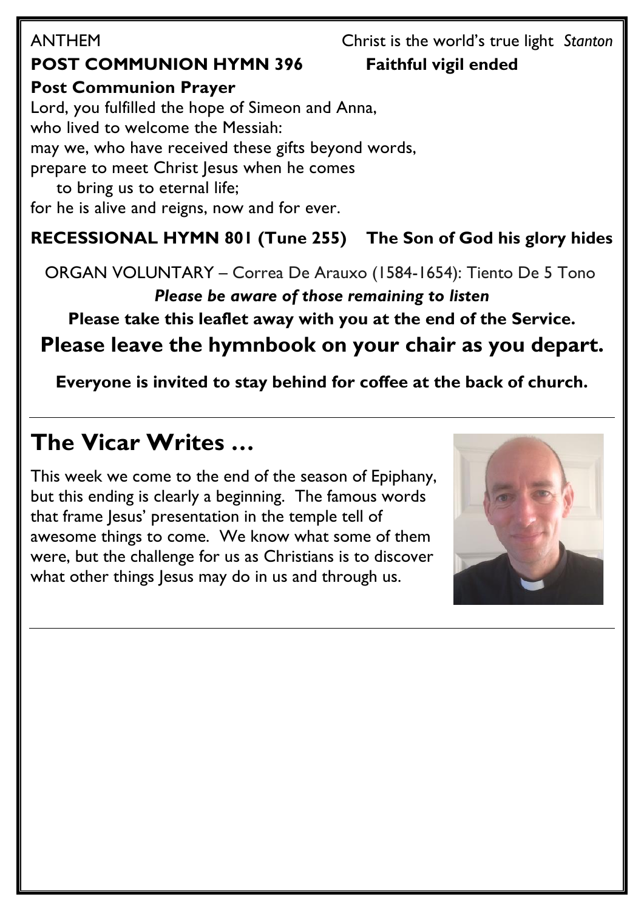ANTHEM Christ is the world's true light *Stanton*

**POST COMMUNION HYMN 396 Faithful vigil ended**

**Post Communion Prayer**

Lord, you fulfilled the hope of Simeon and Anna,
who lived to welcome the Messiah:
may we, who have received these gifts beyond words,
prepare to meet Christ Jesus when he comes
  to bring us to eternal life;
for he is alive and reigns, now and for ever.

**RECESSIONAL HYMN 801 (Tune 255) The Son of God his glory hides**

ORGAN VOLUNTARY – Correa De Arauxo (1584-1654): Tiento De 5 Tono

***Please be aware of those remaining to listen***

**Please take this leaflet away with you at the end of the Service.**

**Please leave the hymnbook on your chair as you depart.**

**Everyone is invited to stay behind for coffee at the back of church.**

---

# The Vicar Writes …

This week we come to the end of the season of Epiphany, but this ending is clearly a beginning. The famous words that frame Jesus' presentation in the temple tell of awesome things to come. We know what some of them were, but the challenge for us as Christians is to discover what other things Jesus may do in us and through us.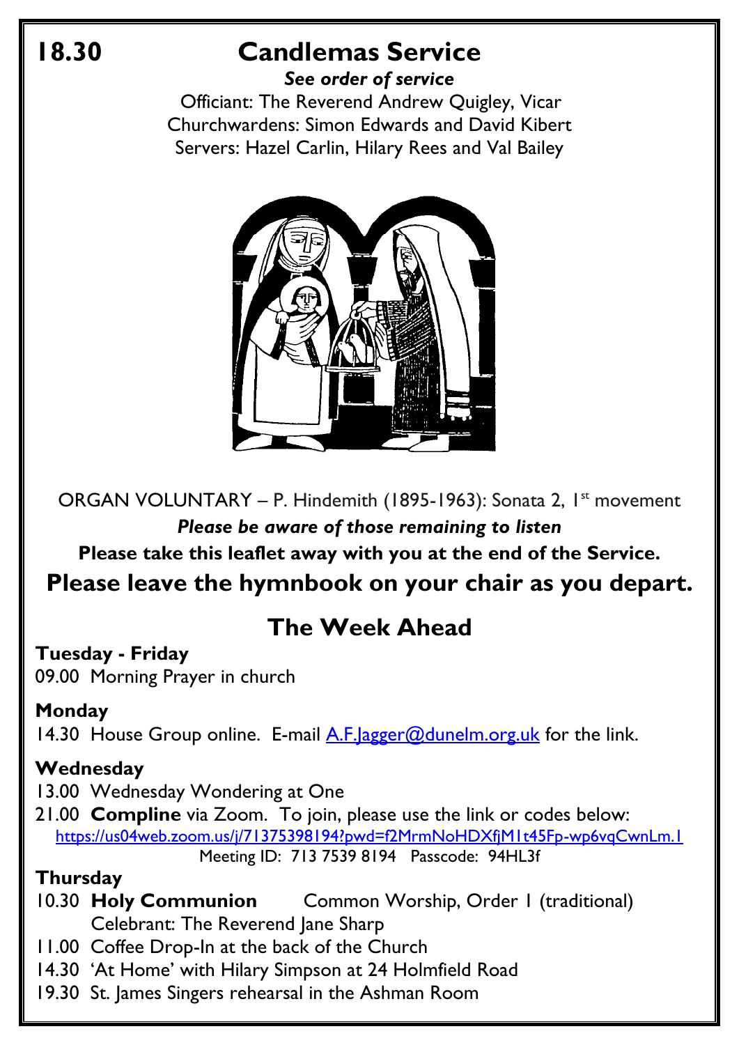# 18.30 Candlemas Service

***See order of service***

Officiant: The Reverend Andrew Quigley, Vicar
Churchwardens: Simon Edwards and David Kibert
Servers: Hazel Carlin, Hilary Rees and Val Bailey

ORGAN VOLUNTARY – P. Hindemith (1895-1963): Sonata 2, 1st movement

***Please be aware of those remaining to listen***

**Please take this leaflet away with you at the end of the Service.**

**Please leave the hymnbook on your chair as you depart.**

## The Week Ahead

**Tuesday - Friday**
09.00 Morning Prayer in church

**Monday**
14.30 House Group online. E-mail [A.F.Jagger@dunelm.org.uk](mailto:A.F.Jagger@dunelm.org.uk) for the link.

**Wednesday**
13.00 Wednesday Wondering at One
21.00 **Compline** via Zoom. To join, please use the link or codes below:
[https://us04web.zoom.us/j/71375398194?pwd=f2MrmNoHDXfjM1t45Fp-wp6vqCwnLm.1](https://us04web.zoom.us/j/71375398194?pwd=f2MrmNoHDXfjM1t45Fp-wp6vqCwnLm.1)
Meeting ID: 713 7539 8194 Passcode: 94HL3f

**Thursday**
10.30 **Holy Communion** Common Worship, Order 1 (traditional)
Celebrant: The Reverend Jane Sharp
11.00 Coffee Drop-In at the back of the Church
14.30 'At Home' with Hilary Simpson at 24 Holmfield Road
19.30 St. James Singers rehearsal in the Ashman Room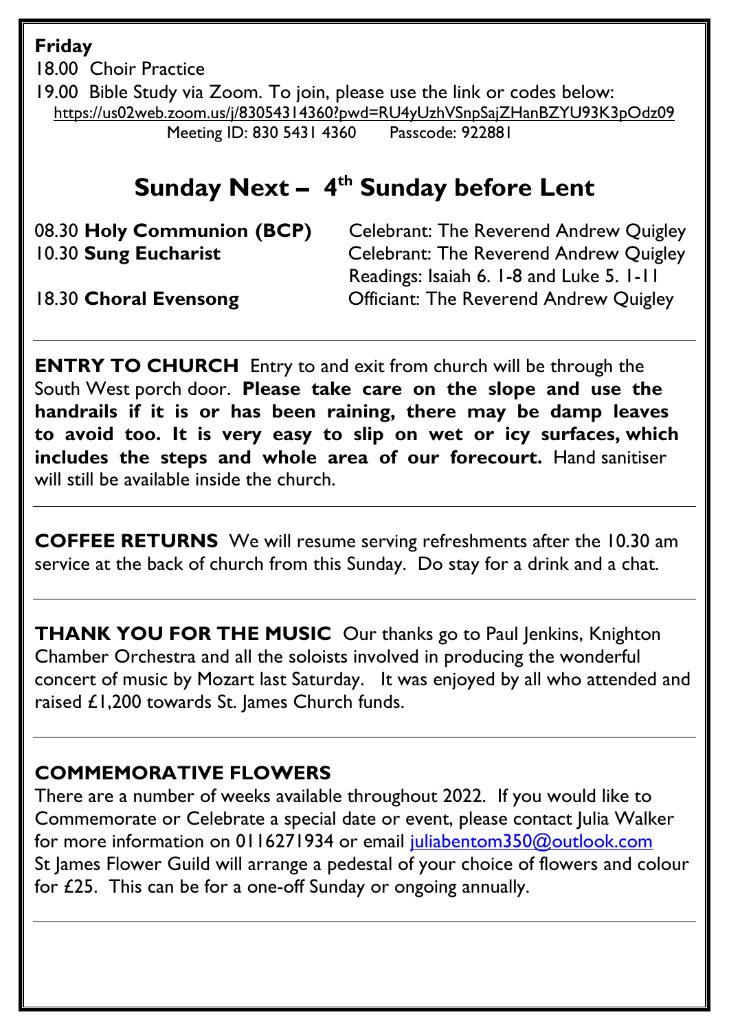**Friday**

18.00 Choir Practice

19.00 Bible Study via Zoom. To join, please use the link or codes below:
https://us02web.zoom.us/j/83054314360?pwd=RU4yUzhVSnpSajZHanBZYU93K3pOdz09
Meeting ID: 830 5431 4360 Passcode: 922881

## Sunday Next – 4th Sunday before Lent

08.30 **Holy Communion (BCP)** Celebrant: The Reverend Andrew Quigley

10.30 **Sung Eucharist** Celebrant: The Reverend Andrew Quigley
Readings: Isaiah 6. 1-8 and Luke 5. 1-11

18.30 **Choral Evensong** Officiant: The Reverend Andrew Quigley

---

**ENTRY TO CHURCH** Entry to and exit from church will be through the South West porch door. **Please take care on the slope and use the handrails if it is or has been raining, there may be damp leaves to avoid too. It is very easy to slip on wet or icy surfaces, which includes the steps and whole area of our forecourt.** Hand sanitiser will still be available inside the church.

---

**COFFEE RETURNS** We will resume serving refreshments after the 10.30 am service at the back of church from this Sunday. Do stay for a drink and a chat.

---

**THANK YOU FOR THE MUSIC** Our thanks go to Paul Jenkins, Knighton Chamber Orchestra and all the soloists involved in producing the wonderful concert of music by Mozart last Saturday. It was enjoyed by all who attended and raised £1,200 towards St. James Church funds.

---

**COMMEMORATIVE FLOWERS**

There are a number of weeks available throughout 2022. If you would like to Commemorate or Celebrate a special date or event, please contact Julia Walker for more information on 0116271934 or email juliabentom350@outlook.com
St James Flower Guild will arrange a pedestal of your choice of flowers and colour for £25. This can be for a one-off Sunday or ongoing annually.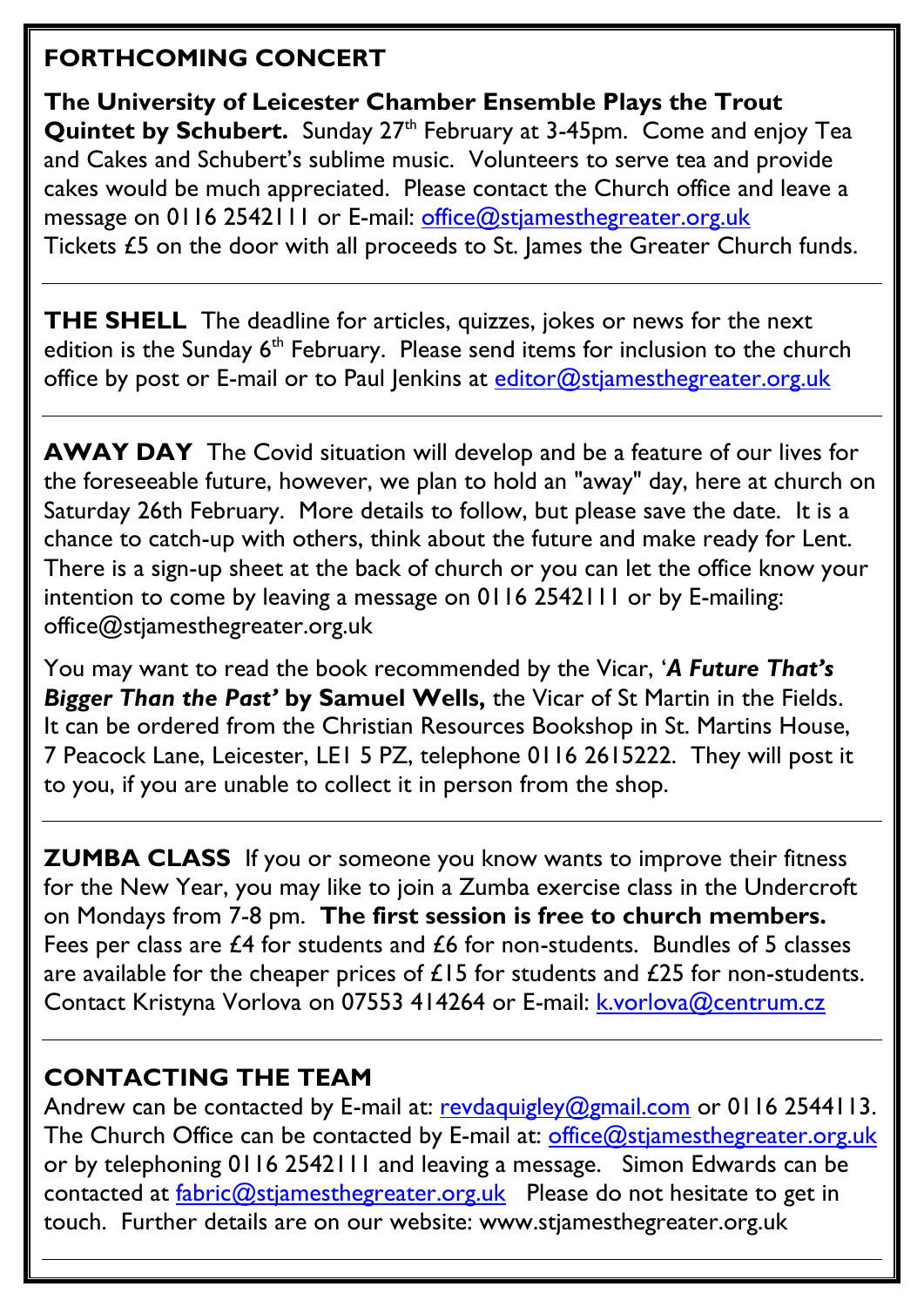## FORTHCOMING CONCERT

**The University of Leicester Chamber Ensemble Plays the Trout Quintet by Schubert.** Sunday 27th February at 3-45pm. Come and enjoy Tea and Cakes and Schubert's sublime music. Volunteers to serve tea and provide cakes would be much appreciated. Please contact the Church office and leave a message on 0116 2542111 or E-mail: office@stjamesthegreater.org.uk
Tickets £5 on the door with all proceeds to St. James the Greater Church funds.

---

**THE SHELL** The deadline for articles, quizzes, jokes or news for the next edition is the Sunday 6th February. Please send items for inclusion to the church office by post or E-mail or to Paul Jenkins at editor@stjamesthegreater.org.uk

---

**AWAY DAY** The Covid situation will develop and be a feature of our lives for the foreseeable future, however, we plan to hold an "away" day, here at church on Saturday 26th February. More details to follow, but please save the date. It is a chance to catch-up with others, think about the future and make ready for Lent. There is a sign-up sheet at the back of church or you can let the office know your intention to come by leaving a message on 0116 2542111 or by E-mailing: office@stjamesthegreater.org.uk

You may want to read the book recommended by the Vicar, '***A Future That's Bigger Than the Past'*** **by Samuel Wells,** the Vicar of St Martin in the Fields. It can be ordered from the Christian Resources Bookshop in St. Martins House, 7 Peacock Lane, Leicester, LE1 5 PZ, telephone 0116 2615222. They will post it to you, if you are unable to collect it in person from the shop.

---

**ZUMBA CLASS** If you or someone you know wants to improve their fitness for the New Year, you may like to join a Zumba exercise class in the Undercroft on Mondays from 7-8 pm. **The first session is free to church members.** Fees per class are £4 for students and £6 for non-students. Bundles of 5 classes are available for the cheaper prices of £15 for students and £25 for non-students. Contact Kristyna Vorlova on 07553 414264 or E-mail: k.vorlova@centrum.cz

---

## CONTACTING THE TEAM

Andrew can be contacted by E-mail at: revdaquigley@gmail.com or 0116 2544113. The Church Office can be contacted by E-mail at: office@stjamesthegreater.org.uk or by telephoning 0116 2542111 and leaving a message. Simon Edwards can be contacted at fabric@stjamesthegreater.org.uk Please do not hesitate to get in touch. Further details are on our website: www.stjamesthegreater.org.uk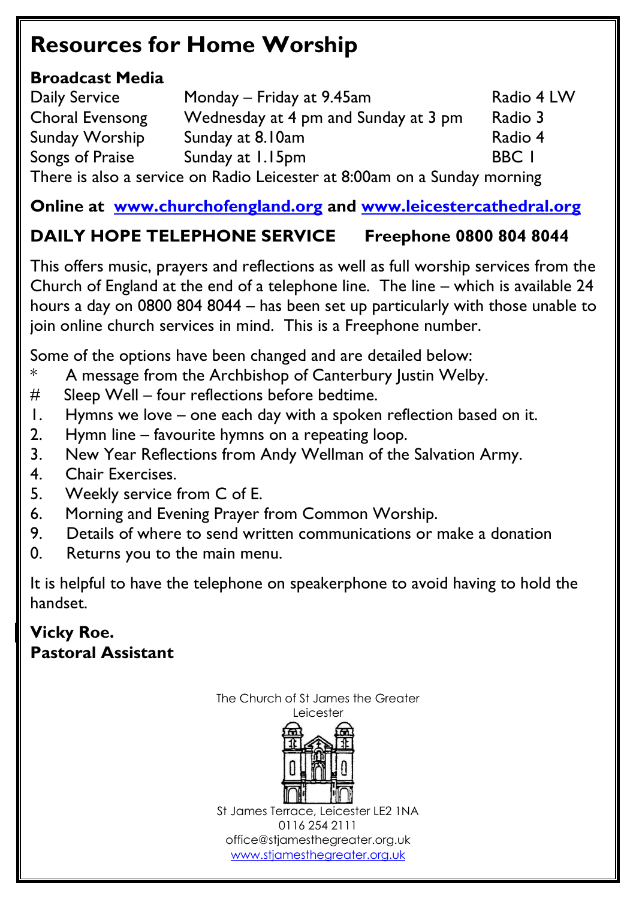# Resources for Home Worship

**Broadcast Media**

| | | |
|---|---|---|
| Daily Service | Monday – Friday at 9.45am | Radio 4 LW |
| Choral Evensong | Wednesday at 4 pm and Sunday at 3 pm | Radio 3 |
| Sunday Worship | Sunday at 8.10am | Radio 4 |
| Songs of Praise | Sunday at 1.15pm | BBC 1 |

There is also a service on Radio Leicester at 8:00am on a Sunday morning

**Online at www.churchofengland.org and www.leicestercathedral.org**

## DAILY HOPE TELEPHONE SERVICE Freephone 0800 804 8044

This offers music, prayers and reflections as well as full worship services from the Church of England at the end of a telephone line. The line – which is available 24 hours a day on 0800 804 8044 – has been set up particularly with those unable to join online church services in mind. This is a Freephone number.

Some of the options have been changed and are detailed below:

- \* A message from the Archbishop of Canterbury Justin Welby.
- \# Sleep Well – four reflections before bedtime.
- 1. Hymns we love – one each day with a spoken reflection based on it.
- 2. Hymn line – favourite hymns on a repeating loop.
- 3. New Year Reflections from Andy Wellman of the Salvation Army.
- 4. Chair Exercises.
- 5. Weekly service from C of E.
- 6. Morning and Evening Prayer from Common Worship.
- 9. Details of where to send written communications or make a donation
- 0. Returns you to the main menu.

It is helpful to have the telephone on speakerphone to avoid having to hold the handset.

**Vicky Roe.**
**Pastoral Assistant**

The Church of St James the Greater
Leicester

St James Terrace, Leicester LE2 1NA
0116 254 2111
office@stjamesthegreater.org.uk
www.stjamesthegreater.org.uk